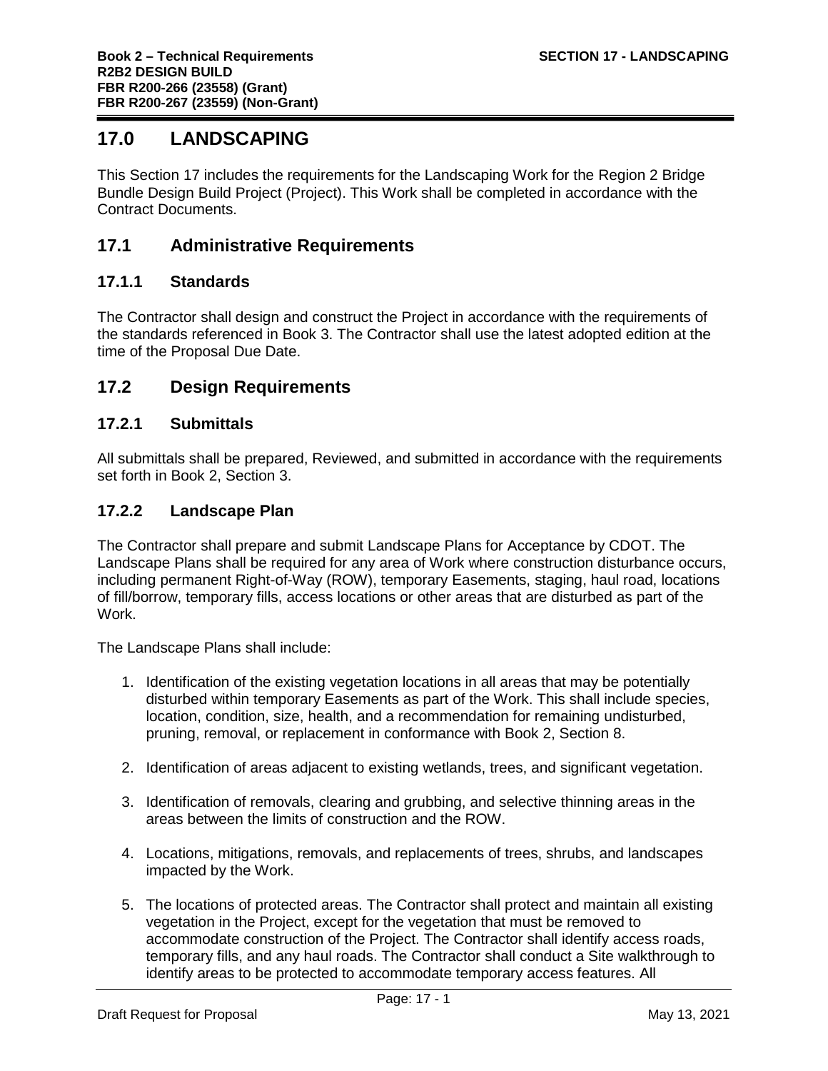# 17.0 LANDSCAPING

This Section 17 includes the requirements for the Landscaping Work for the Region 2 Bridge Bundle Design Build Project (Project). This Work shall be completed in accordance with the Contract Documents.

## 17.1 Administrative Requirements

### 17.1.1 Standards

The Contractor shall design and construct the Project in accordance with the requirements of the standards referenced in Book 3. The Contractor shall use the latest adopted edition at the time of the Proposal Due Date.

## 17.2 Design Requirements

### 17.2.1 Submittals

All submittals shall be prepared, Reviewed, and submitted in accordance with the requirements set forth in Book 2, Section 3.

### 17.2.2 Landscape Plan

The Contractor shall prepare and submit Landscape Plans for Acceptance by CDOT. The Landscape Plans shall be required for any area of Work where construction disturbance occurs, including permanent Right-of-Way (ROW), temporary Easements, staging, haul road, locations of fill/borrow, temporary fills, access locations or other areas that are disturbed as part of the Work.

The Landscape Plans shall include:

1. Identification of the existing vegetation locations in all areas that may be potentially disturbed within temporary Easements as part of the Work. This shall include species, location, condition, size, health, and a recommendation for remaining undisturbed, pruning, removal, or replacement in conformance with Book 2, Section 8.
2. Identification of areas adjacent to existing wetlands, trees, and significant vegetation.
3. Identification of removals, clearing and grubbing, and selective thinning areas in the areas between the limits of construction and the ROW.
4. Locations, mitigations, removals, and replacements of trees, shrubs, and landscapes impacted by the Work.
5. The locations of protected areas. The Contractor shall protect and maintain all existing vegetation in the Project, except for the vegetation that must be removed to accommodate construction of the Project. The Contractor shall identify access roads, temporary fills, and any haul roads. The Contractor shall conduct a Site walkthrough to identify areas to be protected to accommodate temporary access features. All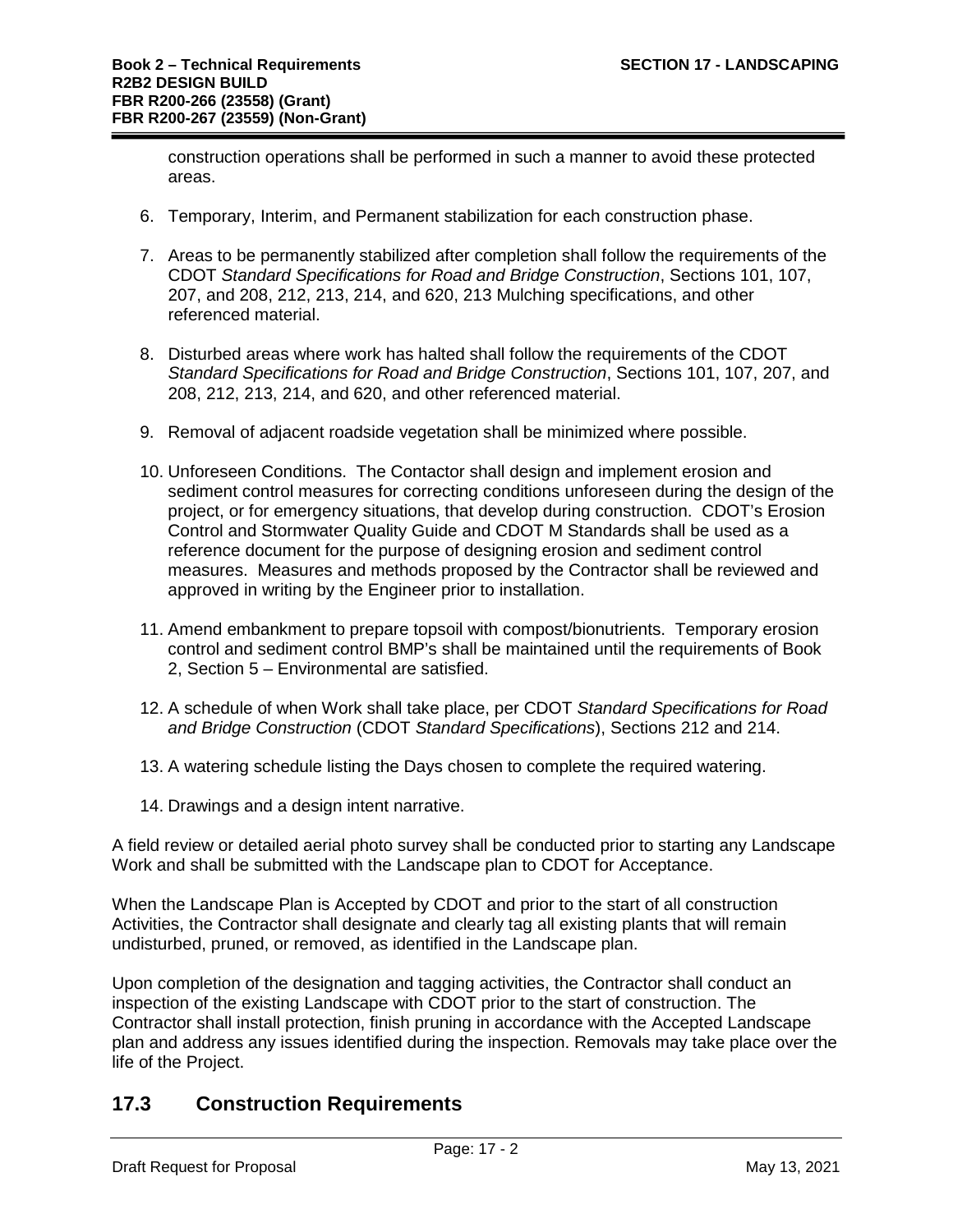construction operations shall be performed in such a manner to avoid these protected areas.

6. Temporary, Interim, and Permanent stabilization for each construction phase.

7. Areas to be permanently stabilized after completion shall follow the requirements of the CDOT *Standard Specifications for Road and Bridge Construction*, Sections 101, 107, 207, and 208, 212, 213, 214, and 620, 213 Mulching specifications, and other referenced material.

8. Disturbed areas where work has halted shall follow the requirements of the CDOT *Standard Specifications for Road and Bridge Construction*, Sections 101, 107, 207, and 208, 212, 213, 214, and 620, and other referenced material.

9. Removal of adjacent roadside vegetation shall be minimized where possible.

10. Unforeseen Conditions. The Contactor shall design and implement erosion and sediment control measures for correcting conditions unforeseen during the design of the project, or for emergency situations, that develop during construction. CDOT's Erosion Control and Stormwater Quality Guide and CDOT M Standards shall be used as a reference document for the purpose of designing erosion and sediment control measures. Measures and methods proposed by the Contractor shall be reviewed and approved in writing by the Engineer prior to installation.

11. Amend embankment to prepare topsoil with compost/bionutrients. Temporary erosion control and sediment control BMP's shall be maintained until the requirements of Book 2, Section 5 – Environmental are satisfied.

12. A schedule of when Work shall take place, per CDOT *Standard Specifications for Road and Bridge Construction* (CDOT *Standard Specifications*), Sections 212 and 214.

13. A watering schedule listing the Days chosen to complete the required watering.

14. Drawings and a design intent narrative.

A field review or detailed aerial photo survey shall be conducted prior to starting any Landscape Work and shall be submitted with the Landscape plan to CDOT for Acceptance.

When the Landscape Plan is Accepted by CDOT and prior to the start of all construction Activities, the Contractor shall designate and clearly tag all existing plants that will remain undisturbed, pruned, or removed, as identified in the Landscape plan.

Upon completion of the designation and tagging activities, the Contractor shall conduct an inspection of the existing Landscape with CDOT prior to the start of construction. The Contractor shall install protection, finish pruning in accordance with the Accepted Landscape plan and address any issues identified during the inspection. Removals may take place over the life of the Project.

## 17.3 Construction Requirements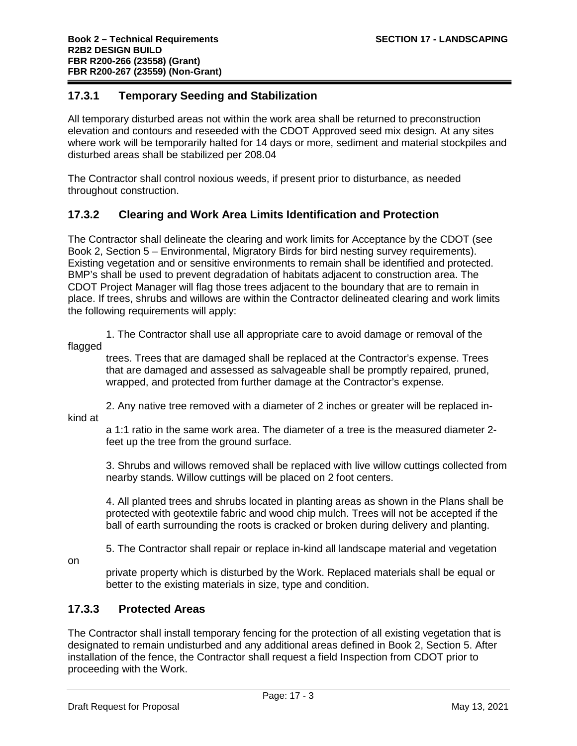### 17.3.1 Temporary Seeding and Stabilization

All temporary disturbed areas not within the work area shall be returned to preconstruction elevation and contours and reseeded with the CDOT Approved seed mix design. At any sites where work will be temporarily halted for 14 days or more, sediment and material stockpiles and disturbed areas shall be stabilized per 208.04

The Contractor shall control noxious weeds, if present prior to disturbance, as needed throughout construction.

### 17.3.2 Clearing and Work Area Limits Identification and Protection

The Contractor shall delineate the clearing and work limits for Acceptance by the CDOT (see Book 2, Section 5 – Environmental, Migratory Birds for bird nesting survey requirements). Existing vegetation and or sensitive environments to remain shall be identified and protected. BMP's shall be used to prevent degradation of habitats adjacent to construction area. The CDOT Project Manager will flag those trees adjacent to the boundary that are to remain in place. If trees, shrubs and willows are within the Contractor delineated clearing and work limits the following requirements will apply:

1. The Contractor shall use all appropriate care to avoid damage or removal of the flagged trees. Trees that are damaged shall be replaced at the Contractor's expense. Trees that are damaged and assessed as salvageable shall be promptly repaired, pruned, wrapped, and protected from further damage at the Contractor's expense.

2. Any native tree removed with a diameter of 2 inches or greater will be replaced in-kind at a 1:1 ratio in the same work area. The diameter of a tree is the measured diameter 2-feet up the tree from the ground surface.

3. Shrubs and willows removed shall be replaced with live willow cuttings collected from nearby stands. Willow cuttings will be placed on 2 foot centers.

4. All planted trees and shrubs located in planting areas as shown in the Plans shall be protected with geotextile fabric and wood chip mulch. Trees will not be accepted if the ball of earth surrounding the roots is cracked or broken during delivery and planting.

5. The Contractor shall repair or replace in-kind all landscape material and vegetation on private property which is disturbed by the Work. Replaced materials shall be equal or better to the existing materials in size, type and condition.

### 17.3.3 Protected Areas

The Contractor shall install temporary fencing for the protection of all existing vegetation that is designated to remain undisturbed and any additional areas defined in Book 2, Section 5. After installation of the fence, the Contractor shall request a field Inspection from CDOT prior to proceeding with the Work.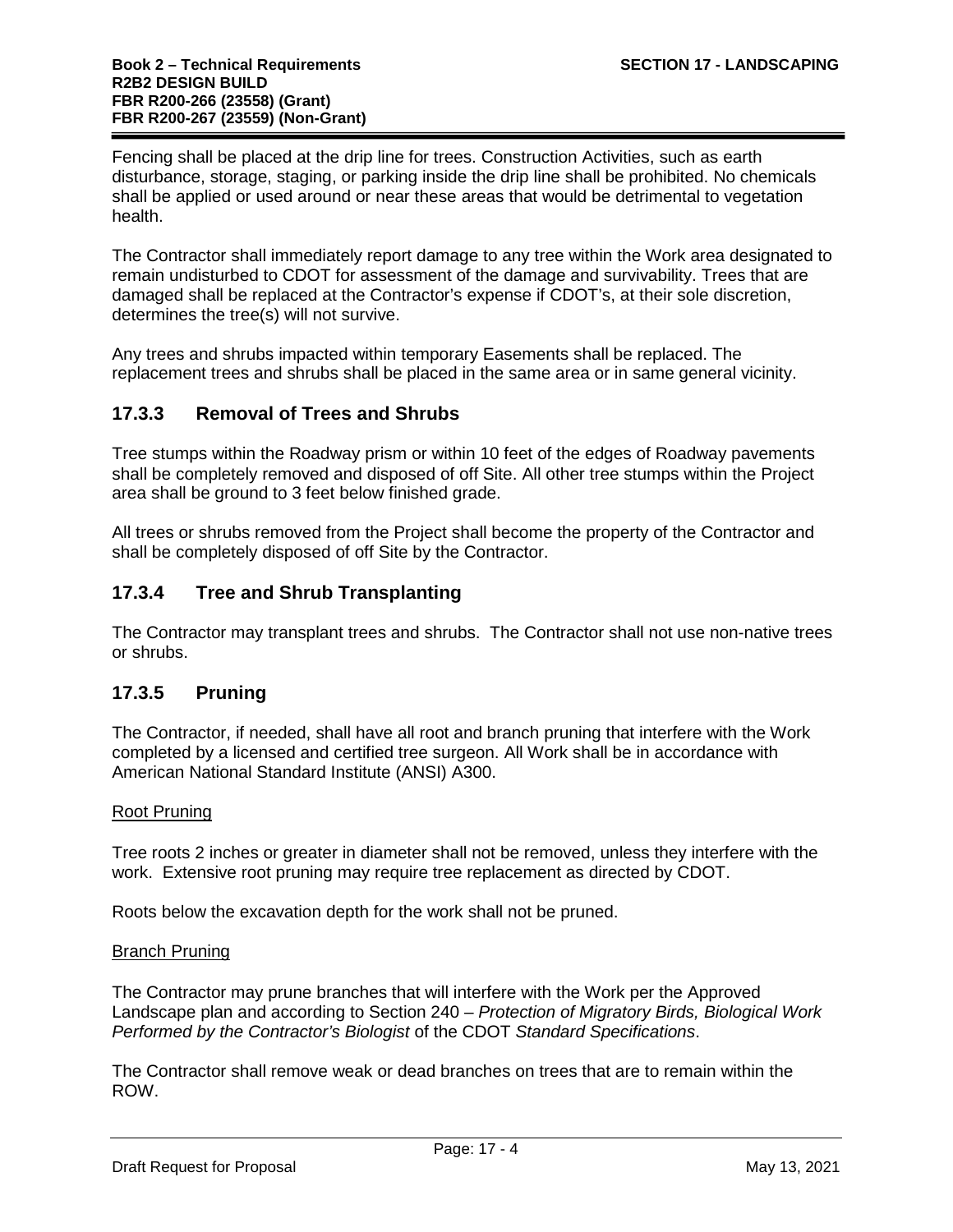Fencing shall be placed at the drip line for trees. Construction Activities, such as earth disturbance, storage, staging, or parking inside the drip line shall be prohibited. No chemicals shall be applied or used around or near these areas that would be detrimental to vegetation health.

The Contractor shall immediately report damage to any tree within the Work area designated to remain undisturbed to CDOT for assessment of the damage and survivability. Trees that are damaged shall be replaced at the Contractor's expense if CDOT's, at their sole discretion, determines the tree(s) will not survive.

Any trees and shrubs impacted within temporary Easements shall be replaced. The replacement trees and shrubs shall be placed in the same area or in same general vicinity.

## 17.3.3 Removal of Trees and Shrubs

Tree stumps within the Roadway prism or within 10 feet of the edges of Roadway pavements shall be completely removed and disposed of off Site. All other tree stumps within the Project area shall be ground to 3 feet below finished grade.

All trees or shrubs removed from the Project shall become the property of the Contractor and shall be completely disposed of off Site by the Contractor.

## 17.3.4 Tree and Shrub Transplanting

The Contractor may transplant trees and shrubs. The Contractor shall not use non-native trees or shrubs.

## 17.3.5 Pruning

The Contractor, if needed, shall have all root and branch pruning that interfere with the Work completed by a licensed and certified tree surgeon. All Work shall be in accordance with American National Standard Institute (ANSI) A300.

<u>Root Pruning</u>

Tree roots 2 inches or greater in diameter shall not be removed, unless they interfere with the work. Extensive root pruning may require tree replacement as directed by CDOT.

Roots below the excavation depth for the work shall not be pruned.

<u>Branch Pruning</u>

The Contractor may prune branches that will interfere with the Work per the Approved Landscape plan and according to Section 240 – *Protection of Migratory Birds, Biological Work Performed by the Contractor's Biologist* of the CDOT *Standard Specifications*.

The Contractor shall remove weak or dead branches on trees that are to remain within the ROW.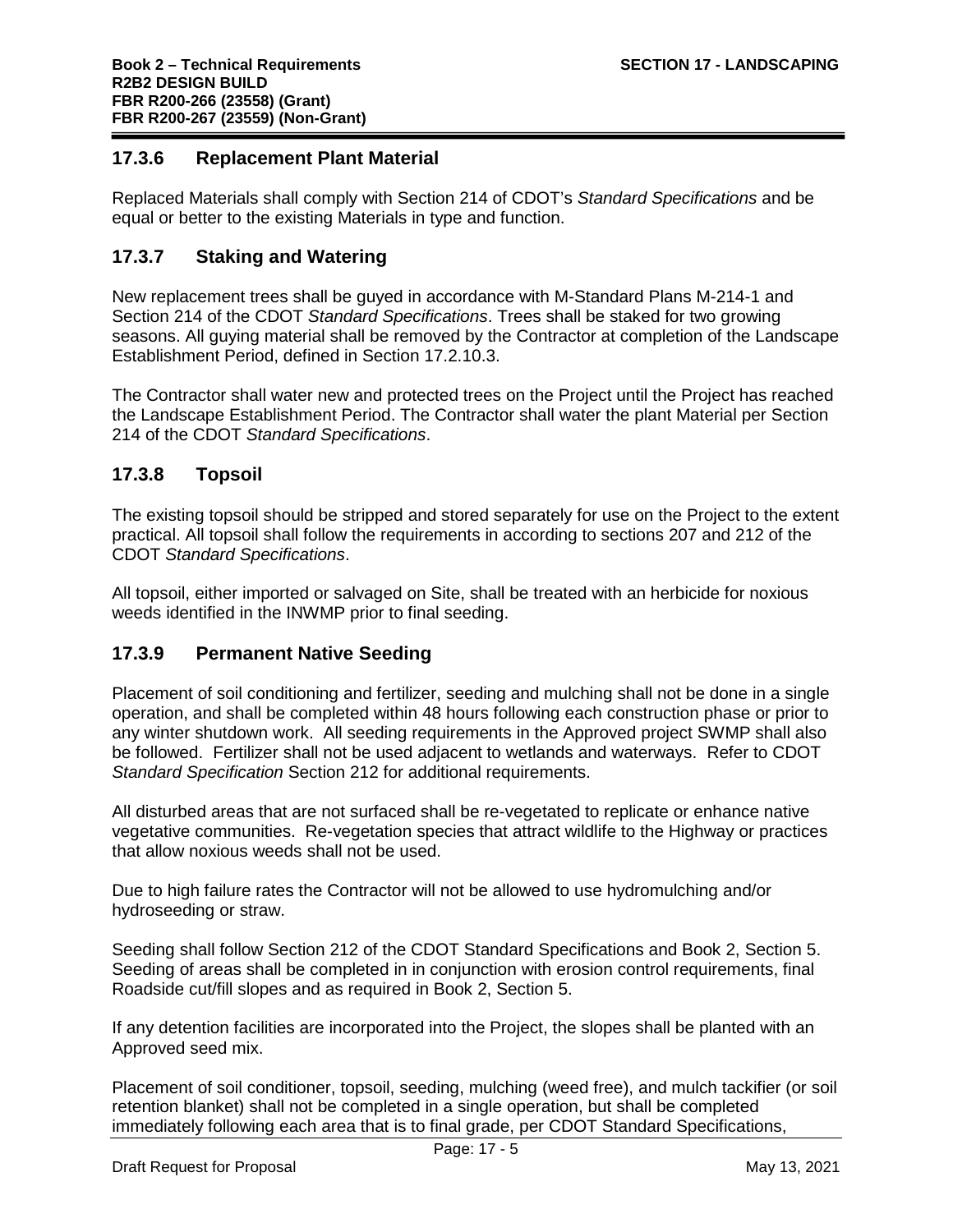### 17.3.6 Replacement Plant Material

Replaced Materials shall comply with Section 214 of CDOT's *Standard Specifications* and be equal or better to the existing Materials in type and function.

### 17.3.7 Staking and Watering

New replacement trees shall be guyed in accordance with M-Standard Plans M-214-1 and Section 214 of the CDOT *Standard Specifications*. Trees shall be staked for two growing seasons. All guying material shall be removed by the Contractor at completion of the Landscape Establishment Period, defined in Section 17.2.10.3.

The Contractor shall water new and protected trees on the Project until the Project has reached the Landscape Establishment Period. The Contractor shall water the plant Material per Section 214 of the CDOT *Standard Specifications*.

### 17.3.8 Topsoil

The existing topsoil should be stripped and stored separately for use on the Project to the extent practical. All topsoil shall follow the requirements in according to sections 207 and 212 of the CDOT *Standard Specifications*.

All topsoil, either imported or salvaged on Site, shall be treated with an herbicide for noxious weeds identified in the INWMP prior to final seeding.

### 17.3.9 Permanent Native Seeding

Placement of soil conditioning and fertilizer, seeding and mulching shall not be done in a single operation, and shall be completed within 48 hours following each construction phase or prior to any winter shutdown work. All seeding requirements in the Approved project SWMP shall also be followed. Fertilizer shall not be used adjacent to wetlands and waterways. Refer to CDOT *Standard Specification* Section 212 for additional requirements.

All disturbed areas that are not surfaced shall be re-vegetated to replicate or enhance native vegetative communities. Re-vegetation species that attract wildlife to the Highway or practices that allow noxious weeds shall not be used.

Due to high failure rates the Contractor will not be allowed to use hydromulching and/or hydroseeding or straw.

Seeding shall follow Section 212 of the CDOT Standard Specifications and Book 2, Section 5. Seeding of areas shall be completed in in conjunction with erosion control requirements, final Roadside cut/fill slopes and as required in Book 2, Section 5.

If any detention facilities are incorporated into the Project, the slopes shall be planted with an Approved seed mix.

Placement of soil conditioner, topsoil, seeding, mulching (weed free), and mulch tackifier (or soil retention blanket) shall not be completed in a single operation, but shall be completed immediately following each area that is to final grade, per CDOT Standard Specifications,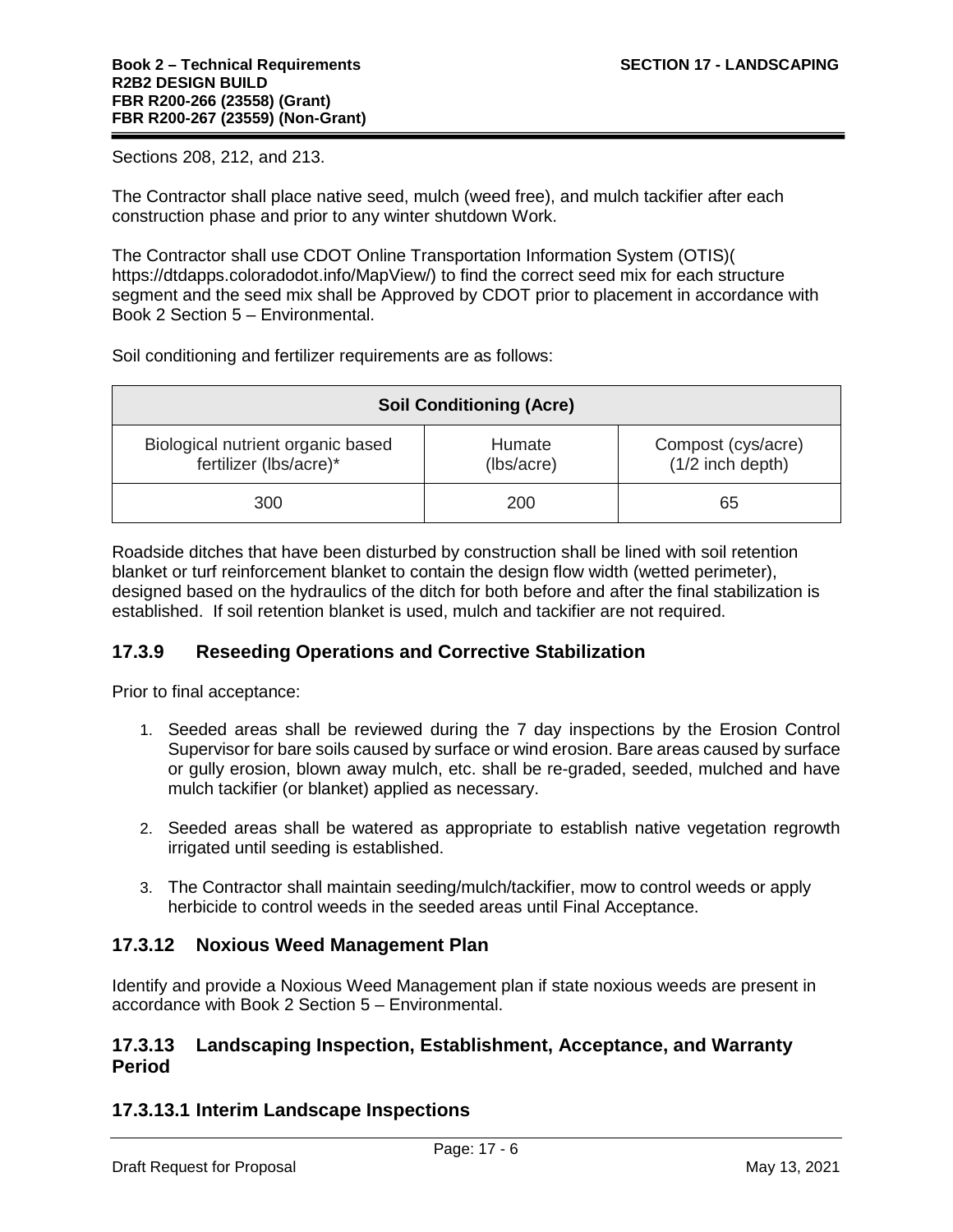Sections 208, 212, and 213.

The Contractor shall place native seed, mulch (weed free), and mulch tackifier after each construction phase and prior to any winter shutdown Work.

The Contractor shall use CDOT Online Transportation Information System (OTIS)( https://dtdapps.coloradodot.info/MapView/) to find the correct seed mix for each structure segment and the seed mix shall be Approved by CDOT prior to placement in accordance with Book 2 Section 5 – Environmental.

Soil conditioning and fertilizer requirements are as follows:

| Soil Conditioning (Acre) | | |
|---|---|---|
| Biological nutrient organic based fertilizer (lbs/acre)* | Humate (lbs/acre) | Compost (cys/acre) (1/2 inch depth) |
| 300 | 200 | 65 |

Roadside ditches that have been disturbed by construction shall be lined with soil retention blanket or turf reinforcement blanket to contain the design flow width (wetted perimeter), designed based on the hydraulics of the ditch for both before and after the final stabilization is established. If soil retention blanket is used, mulch and tackifier are not required.

### 17.3.9 Reseeding Operations and Corrective Stabilization

Prior to final acceptance:

1. Seeded areas shall be reviewed during the 7 day inspections by the Erosion Control Supervisor for bare soils caused by surface or wind erosion. Bare areas caused by surface or gully erosion, blown away mulch, etc. shall be re-graded, seeded, mulched and have mulch tackifier (or blanket) applied as necessary.

2. Seeded areas shall be watered as appropriate to establish native vegetation regrowth irrigated until seeding is established.

3. The Contractor shall maintain seeding/mulch/tackifier, mow to control weeds or apply herbicide to control weeds in the seeded areas until Final Acceptance.

### 17.3.12 Noxious Weed Management Plan

Identify and provide a Noxious Weed Management plan if state noxious weeds are present in accordance with Book 2 Section 5 – Environmental.

### 17.3.13 Landscaping Inspection, Establishment, Acceptance, and Warranty Period

#### 17.3.13.1 Interim Landscape Inspections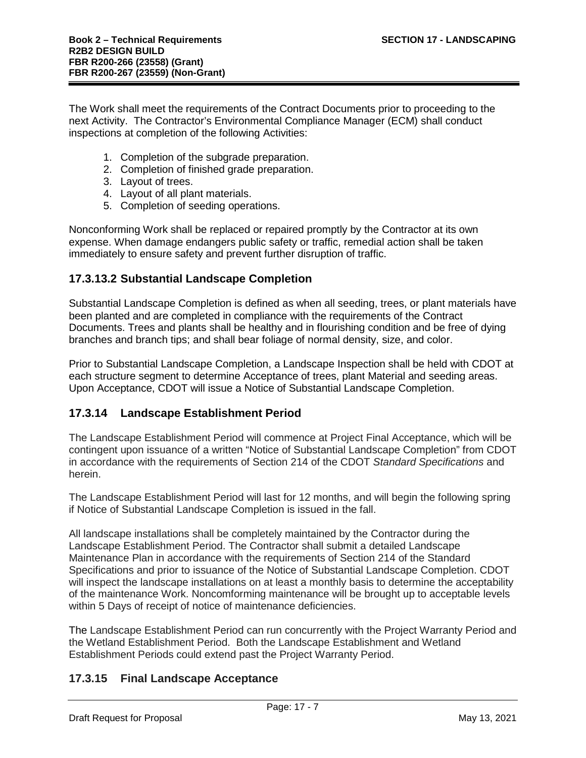The Work shall meet the requirements of the Contract Documents prior to proceeding to the next Activity. The Contractor's Environmental Compliance Manager (ECM) shall conduct inspections at completion of the following Activities:

1. Completion of the subgrade preparation.
2. Completion of finished grade preparation.
3. Layout of trees.
4. Layout of all plant materials.
5. Completion of seeding operations.

Nonconforming Work shall be replaced or repaired promptly by the Contractor at its own expense. When damage endangers public safety or traffic, remedial action shall be taken immediately to ensure safety and prevent further disruption of traffic.

### 17.3.13.2 Substantial Landscape Completion

Substantial Landscape Completion is defined as when all seeding, trees, or plant materials have been planted and are completed in compliance with the requirements of the Contract Documents. Trees and plants shall be healthy and in flourishing condition and be free of dying branches and branch tips; and shall bear foliage of normal density, size, and color.

Prior to Substantial Landscape Completion, a Landscape Inspection shall be held with CDOT at each structure segment to determine Acceptance of trees, plant Material and seeding areas. Upon Acceptance, CDOT will issue a Notice of Substantial Landscape Completion.

## 17.3.14 Landscape Establishment Period

The Landscape Establishment Period will commence at Project Final Acceptance, which will be contingent upon issuance of a written "Notice of Substantial Landscape Completion" from CDOT in accordance with the requirements of Section 214 of the CDOT *Standard Specifications* and herein.

The Landscape Establishment Period will last for 12 months, and will begin the following spring if Notice of Substantial Landscape Completion is issued in the fall.

All landscape installations shall be completely maintained by the Contractor during the Landscape Establishment Period. The Contractor shall submit a detailed Landscape Maintenance Plan in accordance with the requirements of Section 214 of the Standard Specifications and prior to issuance of the Notice of Substantial Landscape Completion. CDOT will inspect the landscape installations on at least a monthly basis to determine the acceptability of the maintenance Work. Noncomforming maintenance will be brought up to acceptable levels within 5 Days of receipt of notice of maintenance deficiencies.

The Landscape Establishment Period can run concurrently with the Project Warranty Period and the Wetland Establishment Period. Both the Landscape Establishment and Wetland Establishment Periods could extend past the Project Warranty Period.

## 17.3.15 Final Landscape Acceptance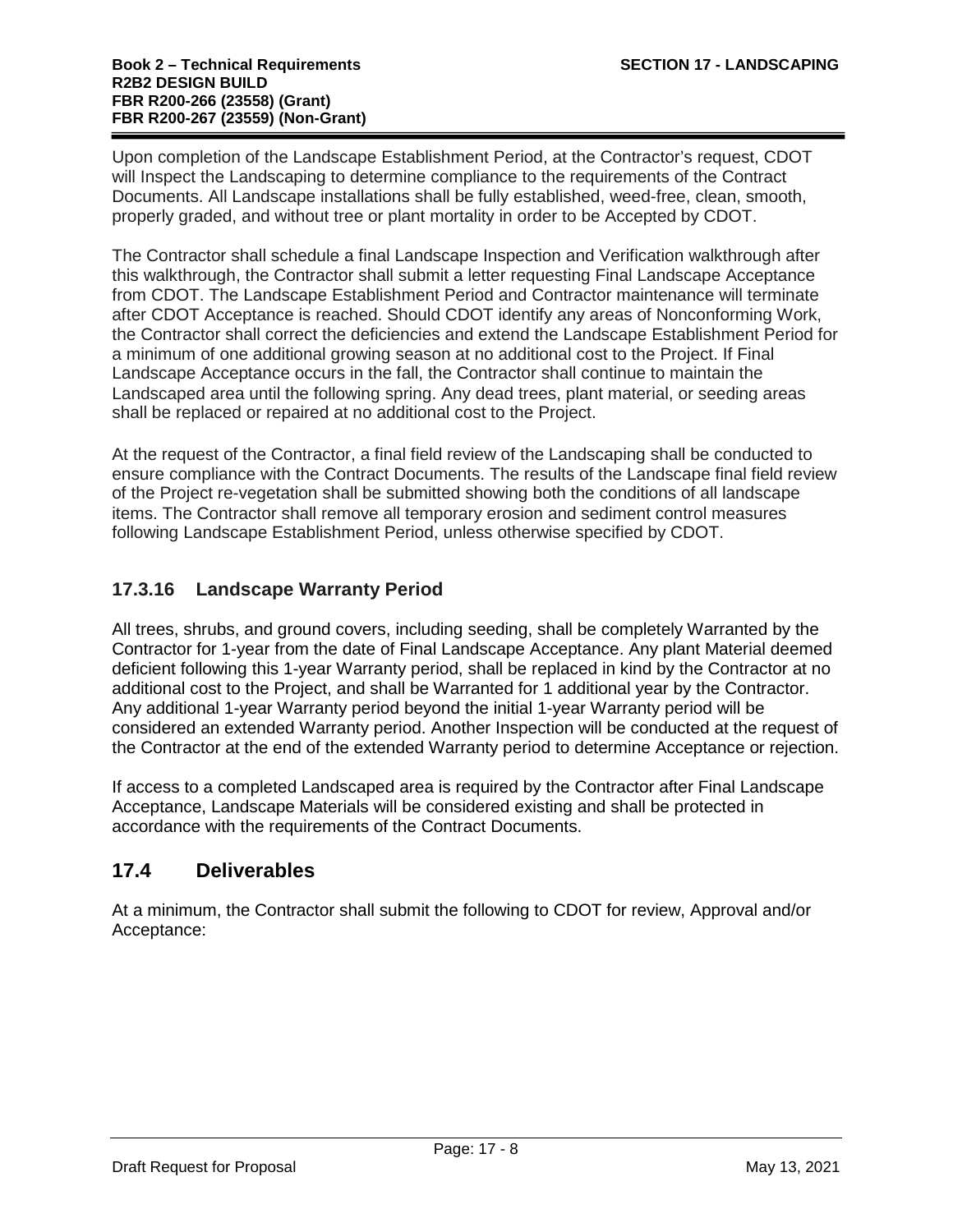Upon completion of the Landscape Establishment Period, at the Contractor's request, CDOT will Inspect the Landscaping to determine compliance to the requirements of the Contract Documents. All Landscape installations shall be fully established, weed-free, clean, smooth, properly graded, and without tree or plant mortality in order to be Accepted by CDOT.

The Contractor shall schedule a final Landscape Inspection and Verification walkthrough after this walkthrough, the Contractor shall submit a letter requesting Final Landscape Acceptance from CDOT. The Landscape Establishment Period and Contractor maintenance will terminate after CDOT Acceptance is reached. Should CDOT identify any areas of Nonconforming Work, the Contractor shall correct the deficiencies and extend the Landscape Establishment Period for a minimum of one additional growing season at no additional cost to the Project. If Final Landscape Acceptance occurs in the fall, the Contractor shall continue to maintain the Landscaped area until the following spring. Any dead trees, plant material, or seeding areas shall be replaced or repaired at no additional cost to the Project.

At the request of the Contractor, a final field review of the Landscaping shall be conducted to ensure compliance with the Contract Documents. The results of the Landscape final field review of the Project re-vegetation shall be submitted showing both the conditions of all landscape items. The Contractor shall remove all temporary erosion and sediment control measures following Landscape Establishment Period, unless otherwise specified by CDOT.

### 17.3.16 Landscape Warranty Period

All trees, shrubs, and ground covers, including seeding, shall be completely Warranted by the Contractor for 1-year from the date of Final Landscape Acceptance. Any plant Material deemed deficient following this 1-year Warranty period, shall be replaced in kind by the Contractor at no additional cost to the Project, and shall be Warranted for 1 additional year by the Contractor. Any additional 1-year Warranty period beyond the initial 1-year Warranty period will be considered an extended Warranty period. Another Inspection will be conducted at the request of the Contractor at the end of the extended Warranty period to determine Acceptance or rejection.

If access to a completed Landscaped area is required by the Contractor after Final Landscape Acceptance, Landscape Materials will be considered existing and shall be protected in accordance with the requirements of the Contract Documents.

## 17.4 Deliverables

At a minimum, the Contractor shall submit the following to CDOT for review, Approval and/or Acceptance: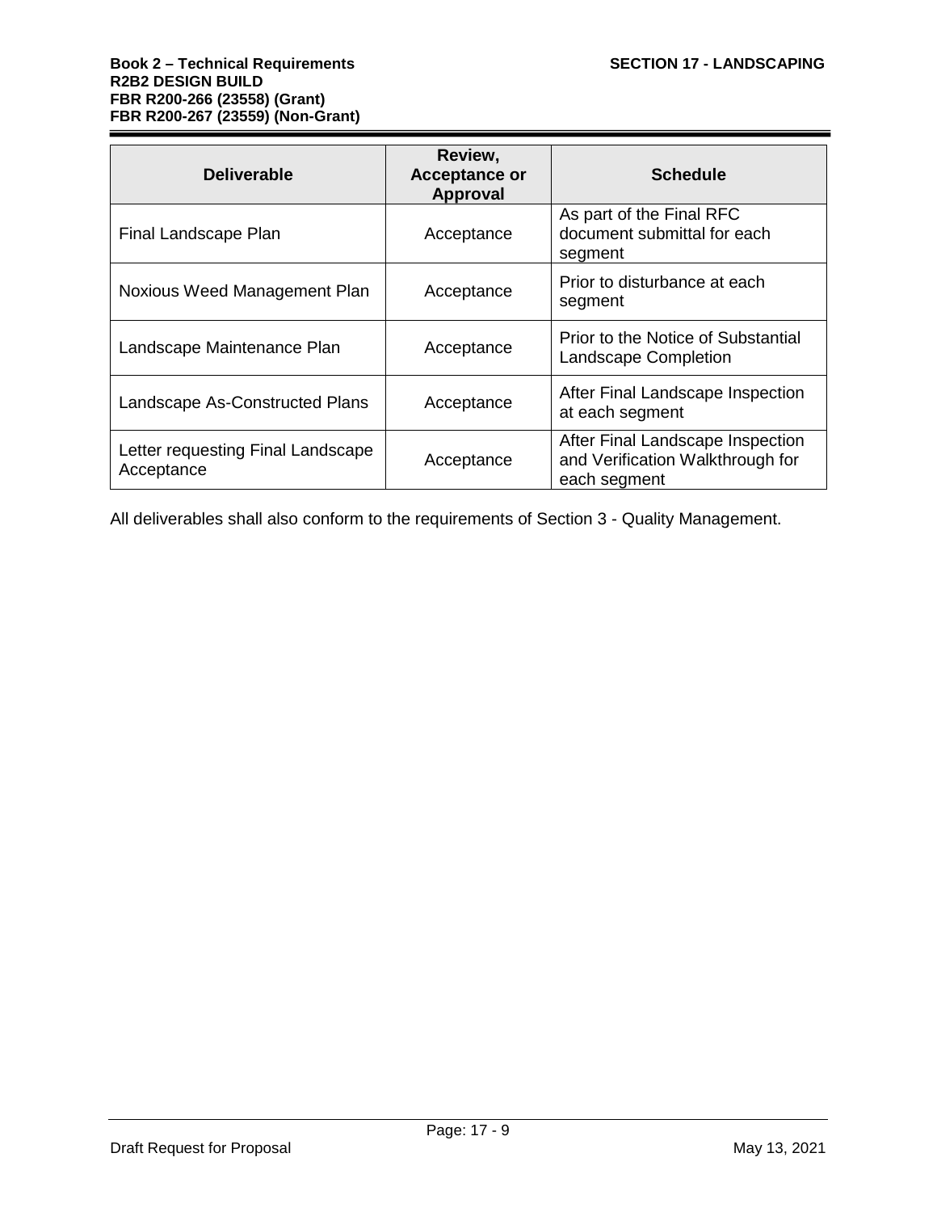| Deliverable | Review, Acceptance or Approval | Schedule |
|---|---|---|
| Final Landscape Plan | Acceptance | As part of the Final RFC document submittal for each segment |
| Noxious Weed Management Plan | Acceptance | Prior to disturbance at each segment |
| Landscape Maintenance Plan | Acceptance | Prior to the Notice of Substantial Landscape Completion |
| Landscape As-Constructed Plans | Acceptance | After Final Landscape Inspection at each segment |
| Letter requesting Final Landscape Acceptance | Acceptance | After Final Landscape Inspection and Verification Walkthrough for each segment |

All deliverables shall also conform to the requirements of Section 3 - Quality Management.